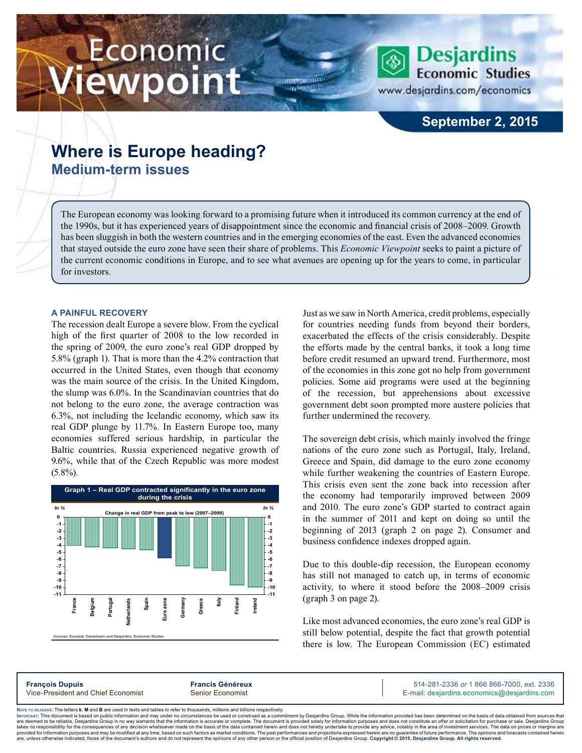# Where is Europe heading?

## Medium-term issues

The European economy was looking forward to a promising future when it introduced its common currency at the end of the 1990s, but it has experienced years of disappointment since the economic and financial crisis of 2008–2009. Growth has been sluggish in both the western countries and in the emerging economies of the east. Even the advanced economies that stayed outside the euro zone have seen their share of problems. This *Economic Viewpoint* seeks to paint a picture of the current economic conditions in Europe, and to see what avenues are opening up for the years to come, in particular for investors.

### A PAINFUL RECOVERY

The recession dealt Europe a severe blow. From the cyclical high of the first quarter of 2008 to the low recorded in the spring of 2009, the euro zone's real GDP dropped by 5.8% (graph 1). That is more than the 4.2% contraction that occurred in the United States, even though that economy was the main source of the crisis. In the United Kingdom, the slump was 6.0%. In the Scandinavian countries that do not belong to the euro zone, the average contraction was 6.3%, not including the Icelandic economy, which saw its real GDP plunge by 11.7%. In Eastern Europe too, many economies suffered serious hardship, in particular the Baltic countries. Russia experienced negative growth of 9.6%, while that of the Czech Republic was more modest (5.8%).

**Graph 1 – Real GDP contracted significantly in the euro zone during the crisis**

Change in real GDP from peak to low (2007–2009), in %: France, Belgium, Portugal, Netherlands, Spain, Euro zone, Germany, Greece, Italy, Finland, Ireland

Sources: Eurostat, Datastream and Desjardins, Economic Studies

Just as we saw in North America, credit problems, especially for countries needing funds from beyond their borders, exacerbated the effects of the crisis considerably. Despite the efforts made by the central banks, it took a long time before credit resumed an upward trend. Furthermore, most of the economies in this zone got no help from government policies. Some aid programs were used at the beginning of the recession, but apprehensions about excessive government debt soon prompted more austere policies that further undermined the recovery.

The sovereign debt crisis, which mainly involved the fringe nations of the euro zone such as Portugal, Italy, Ireland, Greece and Spain, did damage to the euro zone economy while further weakening the countries of Eastern Europe. This crisis even sent the zone back into recession after the economy had temporarily improved between 2009 and 2010. The euro zone's GDP started to contract again in the summer of 2011 and kept on doing so until the beginning of 2013 (graph 2 on page 2). Consumer and business confidence indexes dropped again.

Due to this double-dip recession, the European economy has still not managed to catch up, in terms of economic activity, to where it stood before the 2008–2009 crisis (graph 3 on page 2).

Like most advanced economies, the euro zone's real GDP is still below potential, despite the fact that growth potential there is low. The European Commission (EC) estimated

**François Dupuis**
Vice-President and Chief Economist

**Francis Généreux**
Senior Economist

514-281-2336 *or* 1 866 866-7000, ext. 2336
E-mail: desjardins.economics@desjardins.com

Note to readers: The letters **k**, **M** and **B** are used in texts and tables to refer to thousands, millions and billions respectively.

Important: This document is based on public information and may under no circumstances be used or construed as a commitment by Desjardins Group. While the information provided has been determined on the basis of data obtained from sources that are deemed to be reliable, Desjardins Group in no way warrants that the information is accurate or complete. The document is provided solely for information purposes and does not constitute an offer or solicitation for purchase or sale. Desjardins Group takes no responsibility for the consequences of any decision whatsoever made on the basis of the data contained herein and does not hereby undertake to provide any advice, notably in the area of investment services. The data on prices or margins are provided for information purposes and may be modified at any time, based on such factors as market conditions. The past performances and projections expressed herein are no guarantee of future performance. The opinions and forecasts contained herein are, unless otherwise indicated, those of the document's authors and do not represent the opinions of any other person or the official position of Desjardins Group. **Copyright © 2015, Desjardins Group. All rights reserved.**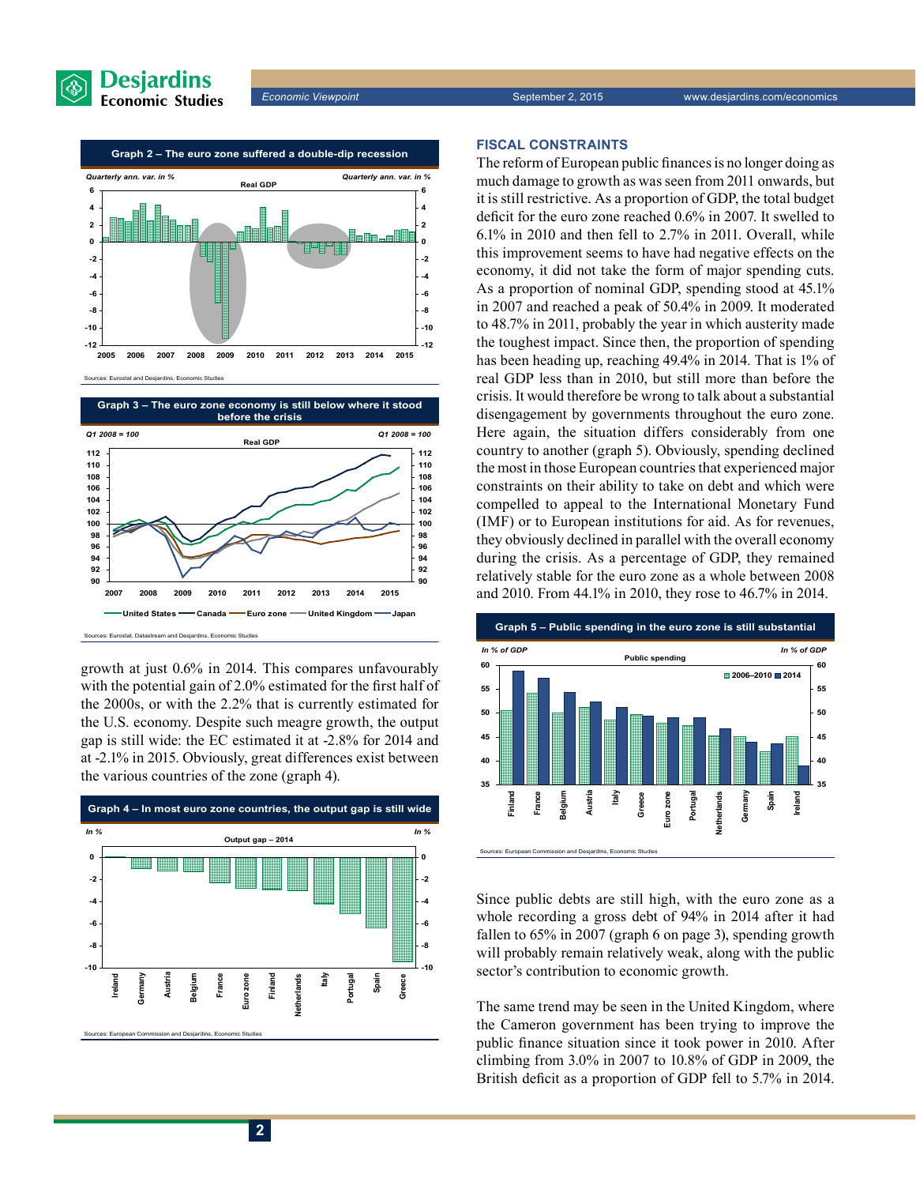**Graph 2 – The euro zone suffered a double-dip recession**

Sources: Eurostat and Desjardins, Economic Studies

**Graph 3 – The euro zone economy is still below where it stood before the crisis**

Sources: Eurostat, Datastream and Desjardins, Economic Studies

growth at just 0.6% in 2014. This compares unfavourably with the potential gain of 2.0% estimated for the first half of the 2000s, or with the 2.2% that is currently estimated for the U.S. economy. Despite such meagre growth, the output gap is still wide: the EC estimated it at -2.8% for 2014 and at -2.1% in 2015. Obviously, great differences exist between the various countries of the zone (graph 4).

**Graph 4 – In most euro zone countries, the output gap is still wide**

Sources: European Commission and Desjardins, Economic Studies

### FISCAL CONSTRAINTS

The reform of European public finances is no longer doing as much damage to growth as was seen from 2011 onwards, but it is still restrictive. As a proportion of GDP, the total budget deficit for the euro zone reached 0.6% in 2007. It swelled to 6.1% in 2010 and then fell to 2.7% in 2011. Overall, while this improvement seems to have had negative effects on the economy, it did not take the form of major spending cuts. As a proportion of nominal GDP, spending stood at 45.1% in 2007 and reached a peak of 50.4% in 2009. It moderated to 48.7% in 2011, probably the year in which austerity made the toughest impact. Since then, the proportion of spending has been heading up, reaching 49.4% in 2014. That is 1% of real GDP less than in 2010, but still more than before the crisis. It would therefore be wrong to talk about a substantial disengagement by governments throughout the euro zone. Here again, the situation differs considerably from one country to another (graph 5). Obviously, spending declined the most in those European countries that experienced major constraints on their ability to take on debt and which were compelled to appeal to the International Monetary Fund (IMF) or to European institutions for aid. As for revenues, they obviously declined in parallel with the overall economy during the crisis. As a percentage of GDP, they remained relatively stable for the euro zone as a whole between 2008 and 2010. From 44.1% in 2010, they rose to 46.7% in 2014.

**Graph 5 – Public spending in the euro zone is still substantial**

Sources: European Commission and Desjardins, Economic Studies

Since public debts are still high, with the euro zone as a whole recording a gross debt of 94% in 2014 after it had fallen to 65% in 2007 (graph 6 on page 3), spending growth will probably remain relatively weak, along with the public sector's contribution to economic growth.

The same trend may be seen in the United Kingdom, where the Cameron government has been trying to improve the public finance situation since it took power in 2010. After climbing from 3.0% in 2007 to 10.8% of GDP in 2009, the British deficit as a proportion of GDP fell to 5.7% in 2014.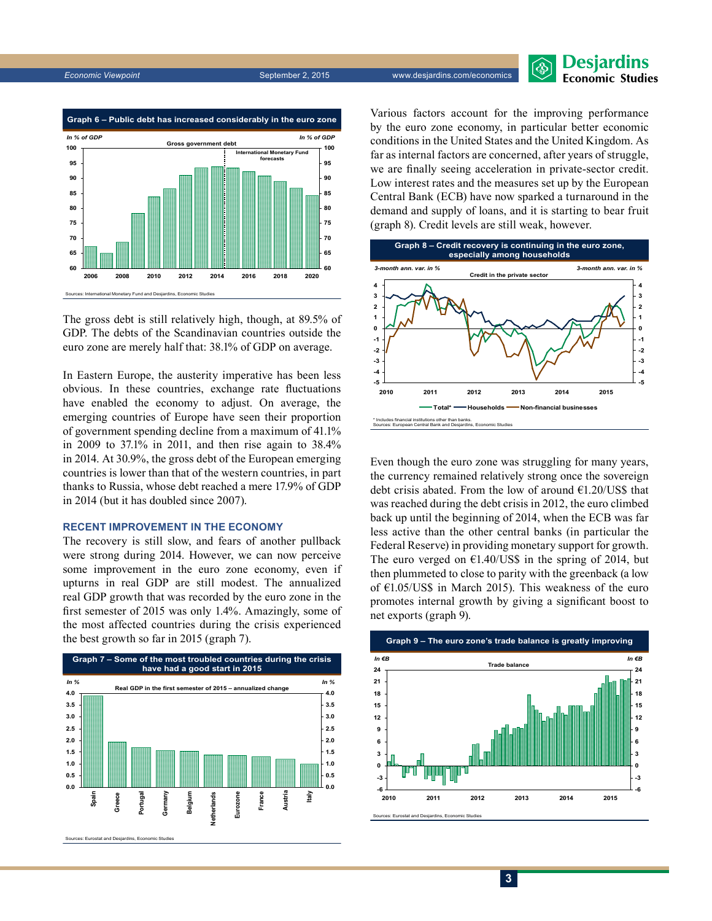**Graph 6 – Public debt has increased considerably in the euro zone**

Sources: International Monetary Fund and Desjardins, Economic Studies

The gross debt is still relatively high, though, at 89.5% of GDP. The debts of the Scandinavian countries outside the euro zone are merely half that: 38.1% of GDP on average.

In Eastern Europe, the austerity imperative has been less obvious. In these countries, exchange rate fluctuations have enabled the economy to adjust. On average, the emerging countries of Europe have seen their proportion of government spending decline from a maximum of 41.1% in 2009 to 37.1% in 2011, and then rise again to 38.4% in 2014. At 30.9%, the gross debt of the European emerging countries is lower than that of the western countries, in part thanks to Russia, whose debt reached a mere 17.9% of GDP in 2014 (but it has doubled since 2007).

## RECENT IMPROVEMENT IN THE ECONOMY

The recovery is still slow, and fears of another pullback were strong during 2014. However, we can now perceive some improvement in the euro zone economy, even if upturns in real GDP are still modest. The annualized real GDP growth that was recorded by the euro zone in the first semester of 2015 was only 1.4%. Amazingly, some of the most affected countries during the crisis experienced the best growth so far in 2015 (graph 7).

**Graph 7 – Some of the most troubled countries during the crisis have had a good start in 2015**

Sources: Eurostat and Desjardins, Economic Studies

Various factors account for the improving performance by the euro zone economy, in particular better economic conditions in the United States and the United Kingdom. As far as internal factors are concerned, after years of struggle, we are finally seeing acceleration in private-sector credit. Low interest rates and the measures set up by the European Central Bank (ECB) have now sparked a turnaround in the demand and supply of loans, and it is starting to bear fruit (graph 8). Credit levels are still weak, however.

**Graph 8 – Credit recovery is continuing in the euro zone, especially among households**

\* Includes financial institutions other than banks.
Sources: European Central Bank and Desjardins, Economic Studies

Even though the euro zone was struggling for many years, the currency remained relatively strong once the sovereign debt crisis abated. From the low of around €1.20/US$ that was reached during the debt crisis in 2012, the euro climbed back up until the beginning of 2014, when the ECB was far less active than the other central banks (in particular the Federal Reserve) in providing monetary support for growth. The euro verged on €1.40/US$ in the spring of 2014, but then plummeted to close to parity with the greenback (a low of €1.05/US$ in March 2015). This weakness of the euro promotes internal growth by giving a significant boost to net exports (graph 9).

**Graph 9 – The euro zone's trade balance is greatly improving**

Sources: Eurostat and Desjardins, Economic Studies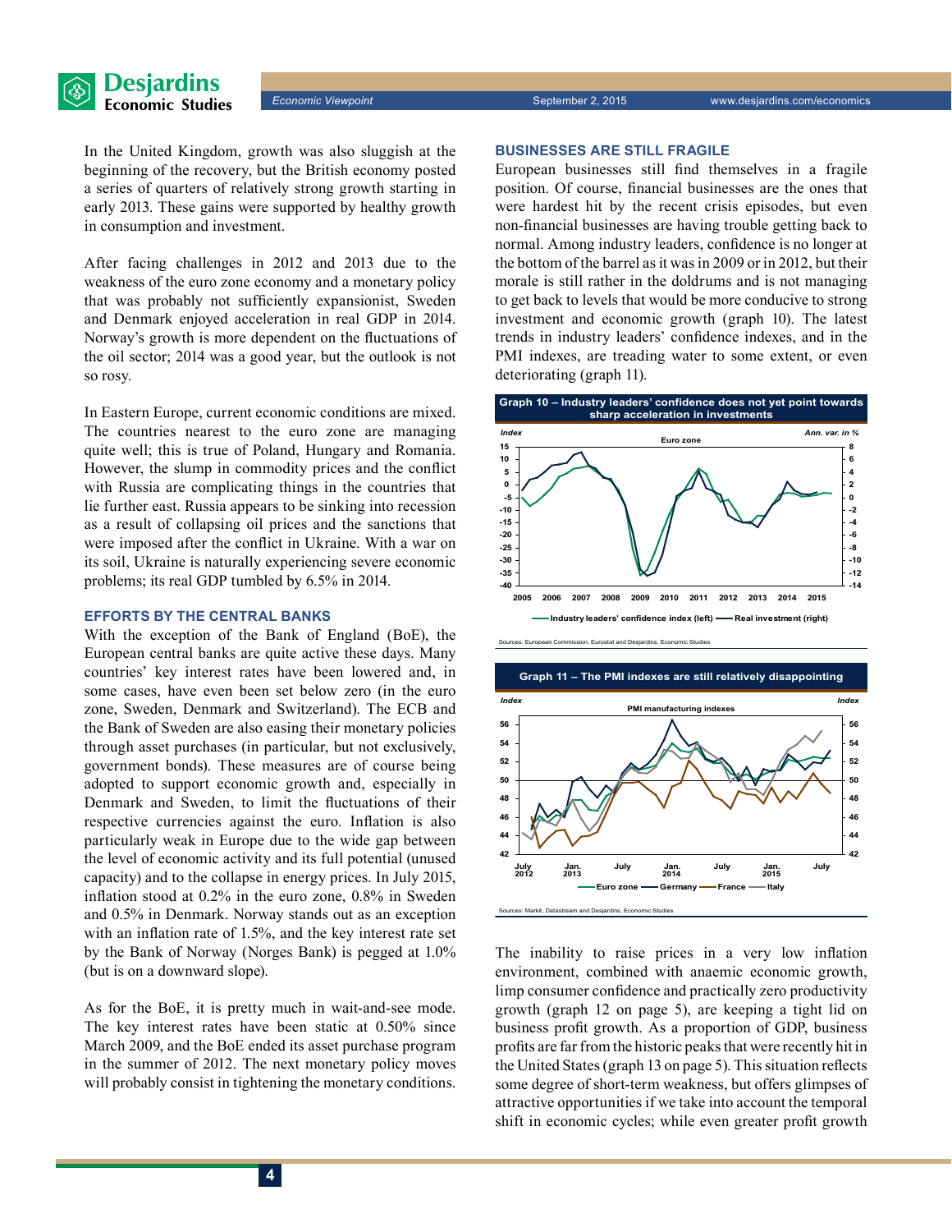In the United Kingdom, growth was also sluggish at the beginning of the recovery, but the British economy posted a series of quarters of relatively strong growth starting in early 2013. These gains were supported by healthy growth in consumption and investment.

After facing challenges in 2012 and 2013 due to the weakness of the euro zone economy and a monetary policy that was probably not sufficiently expansionist, Sweden and Denmark enjoyed acceleration in real GDP in 2014. Norway's growth is more dependent on the fluctuations of the oil sector; 2014 was a good year, but the outlook is not so rosy.

In Eastern Europe, current economic conditions are mixed. The countries nearest to the euro zone are managing quite well; this is true of Poland, Hungary and Romania. However, the slump in commodity prices and the conflict with Russia are complicating things in the countries that lie further east. Russia appears to be sinking into recession as a result of collapsing oil prices and the sanctions that were imposed after the conflict in Ukraine. With a war on its soil, Ukraine is naturally experiencing severe economic problems; its real GDP tumbled by 6.5% in 2014.

### EFFORTS BY THE CENTRAL BANKS

With the exception of the Bank of England (BoE), the European central banks are quite active these days. Many countries' key interest rates have been lowered and, in some cases, have even been set below zero (in the euro zone, Sweden, Denmark and Switzerland). The ECB and the Bank of Sweden are also easing their monetary policies through asset purchases (in particular, but not exclusively, government bonds). These measures are of course being adopted to support economic growth and, especially in Denmark and Sweden, to limit the fluctuations of their respective currencies against the euro. Inflation is also particularly weak in Europe due to the wide gap between the level of economic activity and its full potential (unused capacity) and to the collapse in energy prices. In July 2015, inflation stood at 0.2% in the euro zone, 0.8% in Sweden and 0.5% in Denmark. Norway stands out as an exception with an inflation rate of 1.5%, and the key interest rate set by the Bank of Norway (Norges Bank) is pegged at 1.0% (but is on a downward slope).

As for the BoE, it is pretty much in wait-and-see mode. The key interest rates have been static at 0.50% since March 2009, and the BoE ended its asset purchase program in the summer of 2012. The next monetary policy moves will probably consist in tightening the monetary conditions.

### BUSINESSES ARE STILL FRAGILE

European businesses still find themselves in a fragile position. Of course, financial businesses are the ones that were hardest hit by the recent crisis episodes, but even non-financial businesses are having trouble getting back to normal. Among industry leaders, confidence is no longer at the bottom of the barrel as it was in 2009 or in 2012, but their morale is still rather in the doldrums and is not managing to get back to levels that would be more conducive to strong investment and economic growth (graph 10). The latest trends in industry leaders' confidence indexes, and in the PMI indexes, are treading water to some extent, or even deteriorating (graph 11).

**Graph 10 – Industry leaders' confidence does not yet point towards sharp acceleration in investments**

Sources: European Commission, Eurostat and Desjardins, Economic Studies

**Graph 11 – The PMI indexes are still relatively disappointing**

Sources: Markit, Datastream and Desjardins, Economic Studies

The inability to raise prices in a very low inflation environment, combined with anaemic economic growth, limp consumer confidence and practically zero productivity growth (graph 12 on page 5), are keeping a tight lid on business profit growth. As a proportion of GDP, business profits are far from the historic peaks that were recently hit in the United States (graph 13 on page 5). This situation reflects some degree of short-term weakness, but offers glimpses of attractive opportunities if we take into account the temporal shift in economic cycles; while even greater profit growth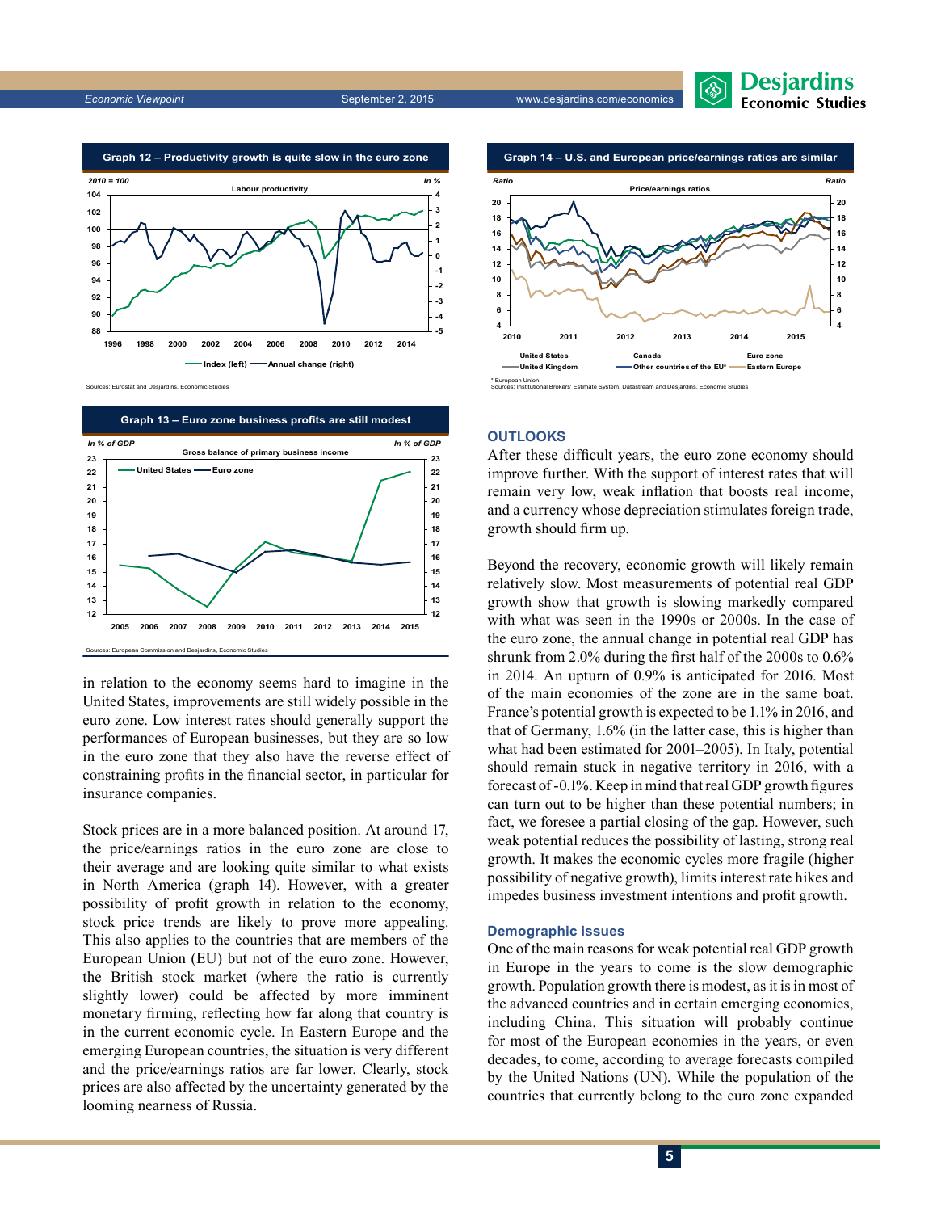**Graph 12 – Productivity growth is quite slow in the euro zone**

Labour productivity

2010 = 100 | In %

Index (left) — Annual change (right)

Sources: Eurostat and Desjardins, Economic Studies

**Graph 13 – Euro zone business profits are still modest**

Gross balance of primary business income

In % of GDP | In % of GDP

United States — Euro zone

Sources: European Commission and Desjardins, Economic Studies

in relation to the economy seems hard to imagine in the United States, improvements are still widely possible in the euro zone. Low interest rates should generally support the performances of European businesses, but they are so low in the euro zone that they also have the reverse effect of constraining profits in the financial sector, in particular for insurance companies.

Stock prices are in a more balanced position. At around 17, the price/earnings ratios in the euro zone are close to their average and are looking quite similar to what exists in North America (graph 14). However, with a greater possibility of profit growth in relation to the economy, stock price trends are likely to prove more appealing. This also applies to the countries that are members of the European Union (EU) but not of the euro zone. However, the British stock market (where the ratio is currently slightly lower) could be affected by more imminent monetary firming, reflecting how far along that country is in the current economic cycle. In Eastern Europe and the emerging European countries, the situation is very different and the price/earnings ratios are far lower. Clearly, stock prices are also affected by the uncertainty generated by the looming nearness of Russia.

**Graph 14 – U.S. and European price/earnings ratios are similar**

Price/earnings ratios

Ratio | Ratio

United States — Canada — Euro zone — United Kingdom — Other countries of the EU* — Eastern Europe

* European Union.
Sources: Institutional Brokers' Estimate System, Datastream and Desjardins, Economic Studies

## OUTLOOKS

After these difficult years, the euro zone economy should improve further. With the support of interest rates that will remain very low, weak inflation that boosts real income, and a currency whose depreciation stimulates foreign trade, growth should firm up.

Beyond the recovery, economic growth will likely remain relatively slow. Most measurements of potential real GDP growth show that growth is slowing markedly compared with what was seen in the 1990s or 2000s. In the case of the euro zone, the annual change in potential real GDP has shrunk from 2.0% during the first half of the 2000s to 0.6% in 2014. An upturn of 0.9% is anticipated for 2016. Most of the main economies of the zone are in the same boat. France's potential growth is expected to be 1.1% in 2016, and that of Germany, 1.6% (in the latter case, this is higher than what had been estimated for 2001–2005). In Italy, potential should remain stuck in negative territory in 2016, with a forecast of -0.1%. Keep in mind that real GDP growth figures can turn out to be higher than these potential numbers; in fact, we foresee a partial closing of the gap. However, such weak potential reduces the possibility of lasting, strong real growth. It makes the economic cycles more fragile (higher possibility of negative growth), limits interest rate hikes and impedes business investment intentions and profit growth.

### Demographic issues

One of the main reasons for weak potential real GDP growth in Europe in the years to come is the slow demographic growth. Population growth there is modest, as it is in most of the advanced countries and in certain emerging economies, including China. This situation will probably continue for most of the European economies in the years, or even decades, to come, according to average forecasts compiled by the United Nations (UN). While the population of the countries that currently belong to the euro zone expanded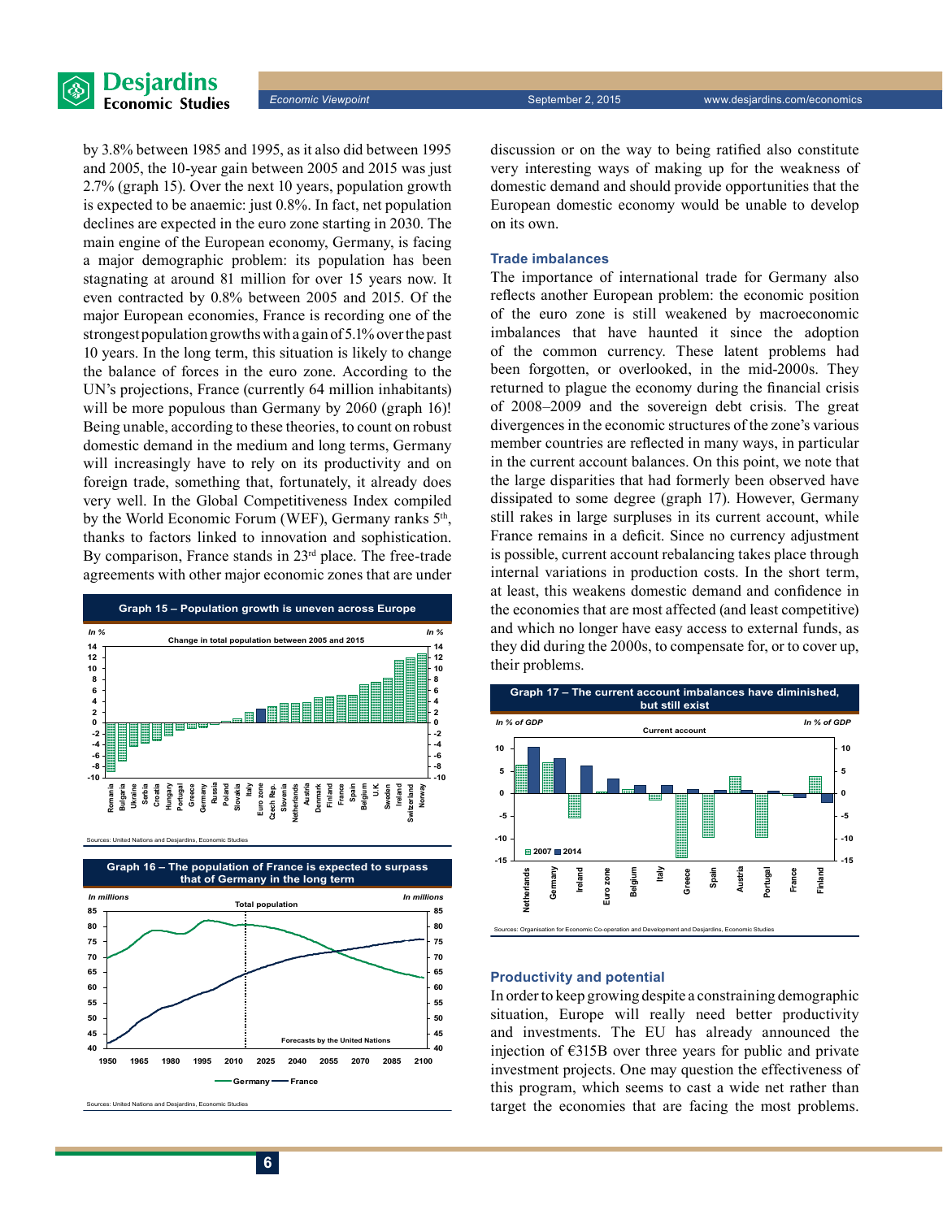by 3.8% between 1985 and 1995, as it also did between 1995 and 2005, the 10-year gain between 2005 and 2015 was just 2.7% (graph 15). Over the next 10 years, population growth is expected to be anaemic: just 0.8%. In fact, net population declines are expected in the euro zone starting in 2030. The main engine of the European economy, Germany, is facing a major demographic problem: its population has been stagnating at around 81 million for over 15 years now. It even contracted by 0.8% between 2005 and 2015. Of the major European economies, France is recording one of the strongest population growths with a gain of 5.1% over the past 10 years. In the long term, this situation is likely to change the balance of forces in the euro zone. According to the UN's projections, France (currently 64 million inhabitants) will be more populous than Germany by 2060 (graph 16)! Being unable, according to these theories, to count on robust domestic demand in the medium and long terms, Germany will increasingly have to rely on its productivity and on foreign trade, something that, fortunately, it already does very well. In the Global Competitiveness Index compiled by the World Economic Forum (WEF), Germany ranks 5th, thanks to factors linked to innovation and sophistication. By comparison, France stands in 23rd place. The free-trade agreements with other major economic zones that are under discussion or on the way to being ratified also constitute very interesting ways of making up for the weakness of domestic demand and should provide opportunities that the European domestic economy would be unable to develop on its own.

**Graph 15 – Population growth is uneven across Europe**

Change in total population between 2005 and 2015 (In %)

Sources: United Nations and Desjardins, Economic Studies

**Graph 16 – The population of France is expected to surpass that of Germany in the long term**

Total population (In millions) — Forecasts by the United Nations

Sources: United Nations and Desjardins, Economic Studies

### Trade imbalances

The importance of international trade for Germany also reflects another European problem: the economic position of the euro zone is still weakened by macroeconomic imbalances that have haunted it since the adoption of the common currency. These latent problems had been forgotten, or overlooked, in the mid-2000s. They returned to plague the economy during the financial crisis of 2008–2009 and the sovereign debt crisis. The great divergences in the economic structures of the zone's various member countries are reflected in many ways, in particular in the current account balances. On this point, we note that the large disparities that had formerly been observed have dissipated to some degree (graph 17). However, Germany still rakes in large surpluses in its current account, while France remains in a deficit. Since no currency adjustment is possible, current account rebalancing takes place through internal variations in production costs. In the short term, at least, this weakens domestic demand and confidence in the economies that are most affected (and least competitive) and which no longer have easy access to external funds, as they did during the 2000s, to compensate for, or to cover up, their problems.

**Graph 17 – The current account imbalances have diminished, but still exist**

Current account (In % of GDP)

Sources: Organisation for Economic Co-operation and Development and Desjardins, Economic Studies

### Productivity and potential

In order to keep growing despite a constraining demographic situation, Europe will really need better productivity and investments. The EU has already announced the injection of €315B over three years for public and private investment projects. One may question the effectiveness of this program, which seems to cast a wide net rather than target the economies that are facing the most problems.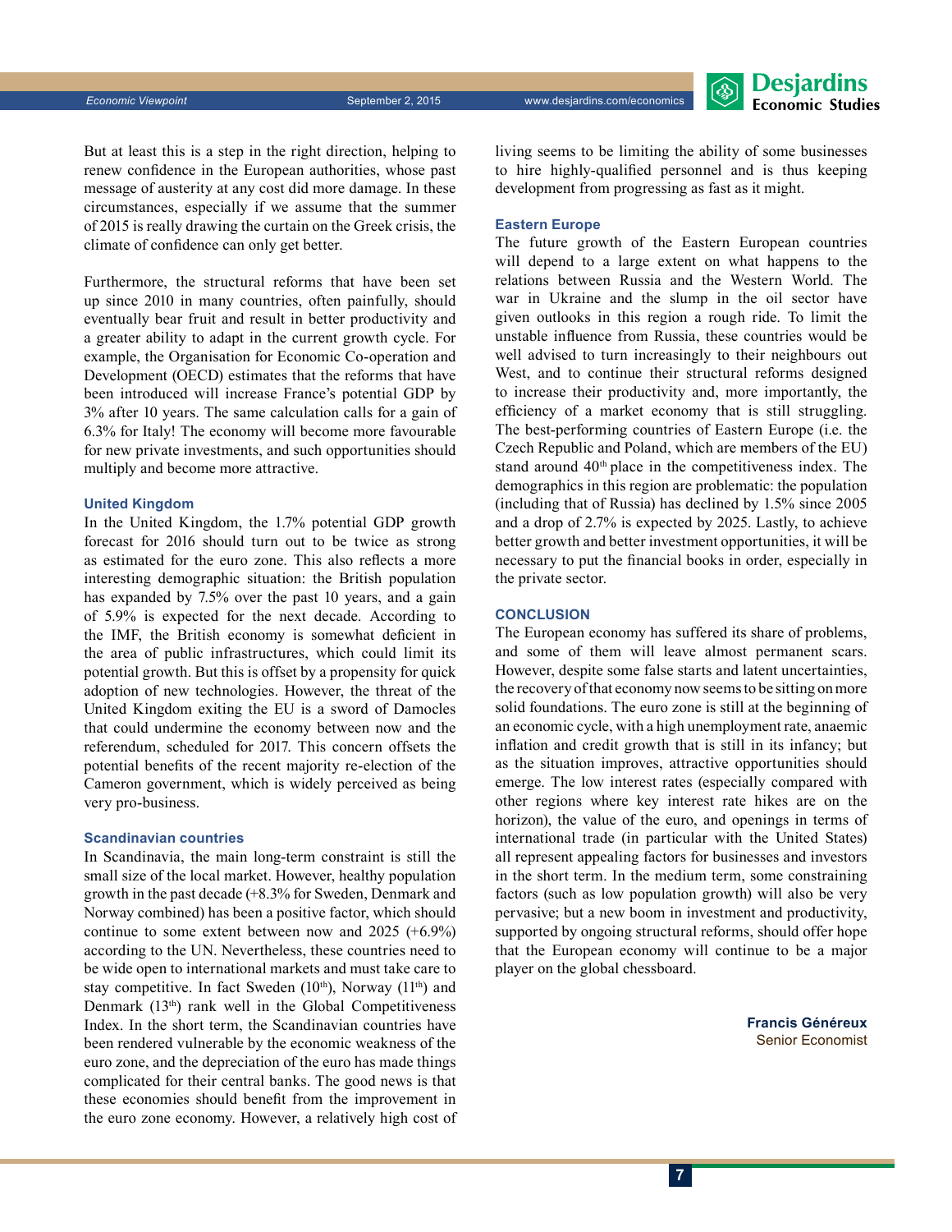But at least this is a step in the right direction, helping to renew confidence in the European authorities, whose past message of austerity at any cost did more damage. In these circumstances, especially if we assume that the summer of 2015 is really drawing the curtain on the Greek crisis, the climate of confidence can only get better.

Furthermore, the structural reforms that have been set up since 2010 in many countries, often painfully, should eventually bear fruit and result in better productivity and a greater ability to adapt in the current growth cycle. For example, the Organisation for Economic Co-operation and Development (OECD) estimates that the reforms that have been introduced will increase France's potential GDP by 3% after 10 years. The same calculation calls for a gain of 6.3% for Italy! The economy will become more favourable for new private investments, and such opportunities should multiply and become more attractive.

### United Kingdom

In the United Kingdom, the 1.7% potential GDP growth forecast for 2016 should turn out to be twice as strong as estimated for the euro zone. This also reflects a more interesting demographic situation: the British population has expanded by 7.5% over the past 10 years, and a gain of 5.9% is expected for the next decade. According to the IMF, the British economy is somewhat deficient in the area of public infrastructures, which could limit its potential growth. But this is offset by a propensity for quick adoption of new technologies. However, the threat of the United Kingdom exiting the EU is a sword of Damocles that could undermine the economy between now and the referendum, scheduled for 2017. This concern offsets the potential benefits of the recent majority re-election of the Cameron government, which is widely perceived as being very pro-business.

### Scandinavian countries

In Scandinavia, the main long-term constraint is still the small size of the local market. However, healthy population growth in the past decade (+8.3% for Sweden, Denmark and Norway combined) has been a positive factor, which should continue to some extent between now and 2025 (+6.9%) according to the UN. Nevertheless, these countries need to be wide open to international markets and must take care to stay competitive. In fact Sweden (10th), Norway (11th) and Denmark (13th) rank well in the Global Competitiveness Index. In the short term, the Scandinavian countries have been rendered vulnerable by the economic weakness of the euro zone, and the depreciation of the euro has made things complicated for their central banks. The good news is that these economies should benefit from the improvement in the euro zone economy. However, a relatively high cost of living seems to be limiting the ability of some businesses to hire highly-qualified personnel and is thus keeping development from progressing as fast as it might.

### Eastern Europe

The future growth of the Eastern European countries will depend to a large extent on what happens to the relations between Russia and the Western World. The war in Ukraine and the slump in the oil sector have given outlooks in this region a rough ride. To limit the unstable influence from Russia, these countries would be well advised to turn increasingly to their neighbours out West, and to continue their structural reforms designed to increase their productivity and, more importantly, the efficiency of a market economy that is still struggling. The best-performing countries of Eastern Europe (i.e. the Czech Republic and Poland, which are members of the EU) stand around 40th place in the competitiveness index. The demographics in this region are problematic: the population (including that of Russia) has declined by 1.5% since 2005 and a drop of 2.7% is expected by 2025. Lastly, to achieve better growth and better investment opportunities, it will be necessary to put the financial books in order, especially in the private sector.

### CONCLUSION

The European economy has suffered its share of problems, and some of them will leave almost permanent scars. However, despite some false starts and latent uncertainties, the recovery of that economy now seems to be sitting on more solid foundations. The euro zone is still at the beginning of an economic cycle, with a high unemployment rate, anaemic inflation and credit growth that is still in its infancy; but as the situation improves, attractive opportunities should emerge. The low interest rates (especially compared with other regions where key interest rate hikes are on the horizon), the value of the euro, and openings in terms of international trade (in particular with the United States) all represent appealing factors for businesses and investors in the short term. In the medium term, some constraining factors (such as low population growth) will also be very pervasive; but a new boom in investment and productivity, supported by ongoing structural reforms, should offer hope that the European economy will continue to be a major player on the global chessboard.

**Francis Généreux**
Senior Economist